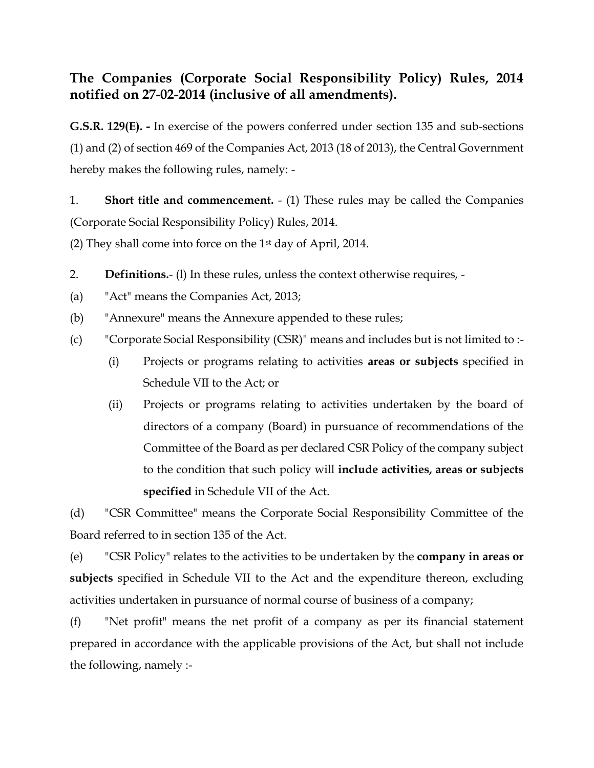# The Companies (Corporate Social Responsibility Policy) Rules, 2014 notified on 27-02-2014 (inclusive of all amendments).

**G.S.R. 129(E). -** In exercise of the powers conferred under section 135 and sub-sections (1) and (2) of section 469 of the Companies Act, 2013 (18 of 2013), the Central Government hereby makes the following rules, namely: -

1. **Short title and commencement.** - (1) These rules may be called the Companies (Corporate Social Responsibility Policy) Rules, 2014.

(2) They shall come into force on the 1st day of April, 2014.

2. **Definitions.**- (l) In these rules, unless the context otherwise requires, -

(a) "Act" means the Companies Act, 2013;

(b) "Annexure" means the Annexure appended to these rules;

(c) "Corporate Social Responsibility (CSR)" means and includes but is not limited to :-

   (i) Projects or programs relating to activities **areas or subjects** specified in Schedule VII to the Act; or

   (ii) Projects or programs relating to activities undertaken by the board of directors of a company (Board) in pursuance of recommendations of the Committee of the Board as per declared CSR Policy of the company subject to the condition that such policy will **include activities, areas or subjects specified** in Schedule VII of the Act.

(d) "CSR Committee" means the Corporate Social Responsibility Committee of the Board referred to in section 135 of the Act.

(e) "CSR Policy" relates to the activities to be undertaken by the **company in areas or subjects** specified in Schedule VII to the Act and the expenditure thereon, excluding activities undertaken in pursuance of normal course of business of a company;

(f) "Net profit" means the net profit of a company as per its financial statement prepared in accordance with the applicable provisions of the Act, but shall not include the following, namely :-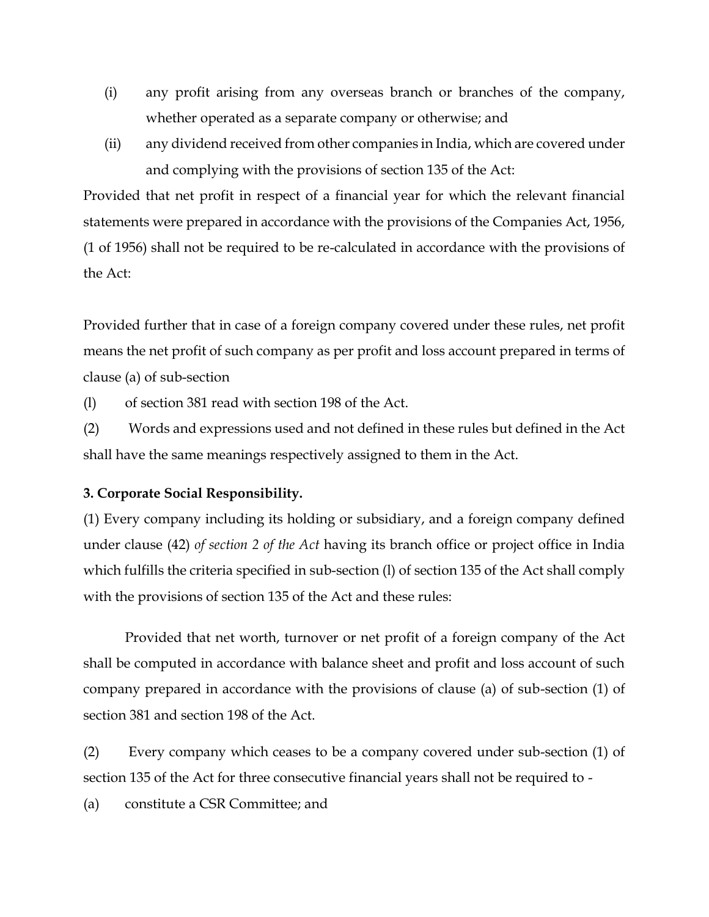(i) any profit arising from any overseas branch or branches of the company, whether operated as a separate company or otherwise; and

(ii) any dividend received from other companies in India, which are covered under and complying with the provisions of section 135 of the Act:

Provided that net profit in respect of a financial year for which the relevant financial statements were prepared in accordance with the provisions of the Companies Act, 1956, (1 of 1956) shall not be required to be re-calculated in accordance with the provisions of the Act:

Provided further that in case of a foreign company covered under these rules, net profit means the net profit of such company as per profit and loss account prepared in terms of clause (a) of sub-section

(l) of section 381 read with section 198 of the Act.

(2) Words and expressions used and not defined in these rules but defined in the Act shall have the same meanings respectively assigned to them in the Act.

**3. Corporate Social Responsibility.**

(1) Every company including its holding or subsidiary, and a foreign company defined under clause (42) *of section 2 of the Act* having its branch office or project office in India which fulfills the criteria specified in sub-section (l) of section 135 of the Act shall comply with the provisions of section 135 of the Act and these rules:

Provided that net worth, turnover or net profit of a foreign company of the Act shall be computed in accordance with balance sheet and profit and loss account of such company prepared in accordance with the provisions of clause (a) of sub-section (1) of section 381 and section 198 of the Act.

(2) Every company which ceases to be a company covered under sub-section (1) of section 135 of the Act for three consecutive financial years shall not be required to -

(a) constitute a CSR Committee; and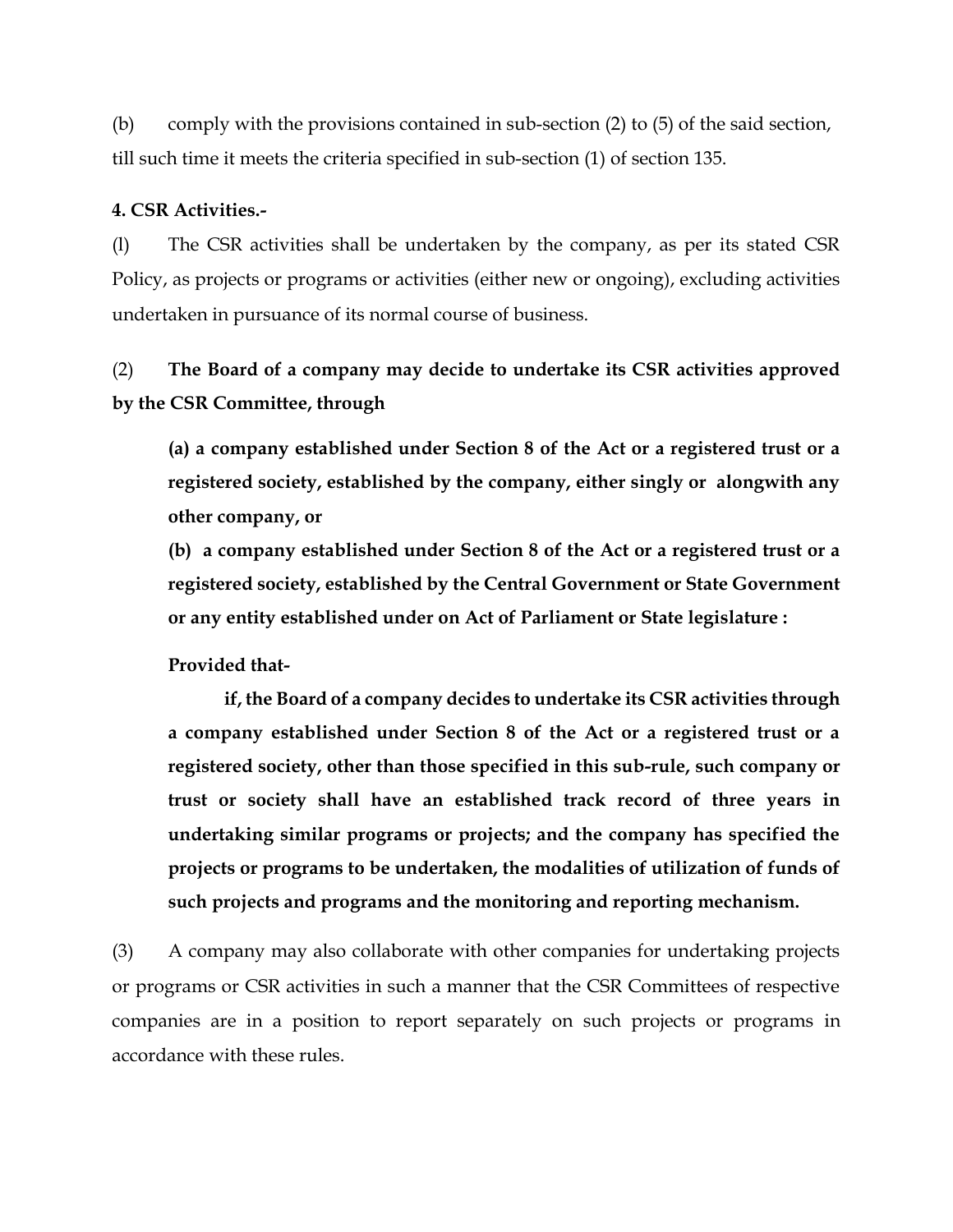(b) comply with the provisions contained in sub-section (2) to (5) of the said section, till such time it meets the criteria specified in sub-section (1) of section 135.

**4. CSR Activities.-**

(l) The CSR activities shall be undertaken by the company, as per its stated CSR Policy, as projects or programs or activities (either new or ongoing), excluding activities undertaken in pursuance of its normal course of business.

(2) **The Board of a company may decide to undertake its CSR activities approved by the CSR Committee, through**

**(a) a company established under Section 8 of the Act or a registered trust or a registered society, established by the company, either singly or alongwith any other company, or**

**(b) a company established under Section 8 of the Act or a registered trust or a registered society, established by the Central Government or State Government or any entity established under on Act of Parliament or State legislature :**

**Provided that-**

**if, the Board of a company decides to undertake its CSR activities through a company established under Section 8 of the Act or a registered trust or a registered society, other than those specified in this sub-rule, such company or trust or society shall have an established track record of three years in undertaking similar programs or projects; and the company has specified the projects or programs to be undertaken, the modalities of utilization of funds of such projects and programs and the monitoring and reporting mechanism.**

(3) A company may also collaborate with other companies for undertaking projects or programs or CSR activities in such a manner that the CSR Committees of respective companies are in a position to report separately on such projects or programs in accordance with these rules.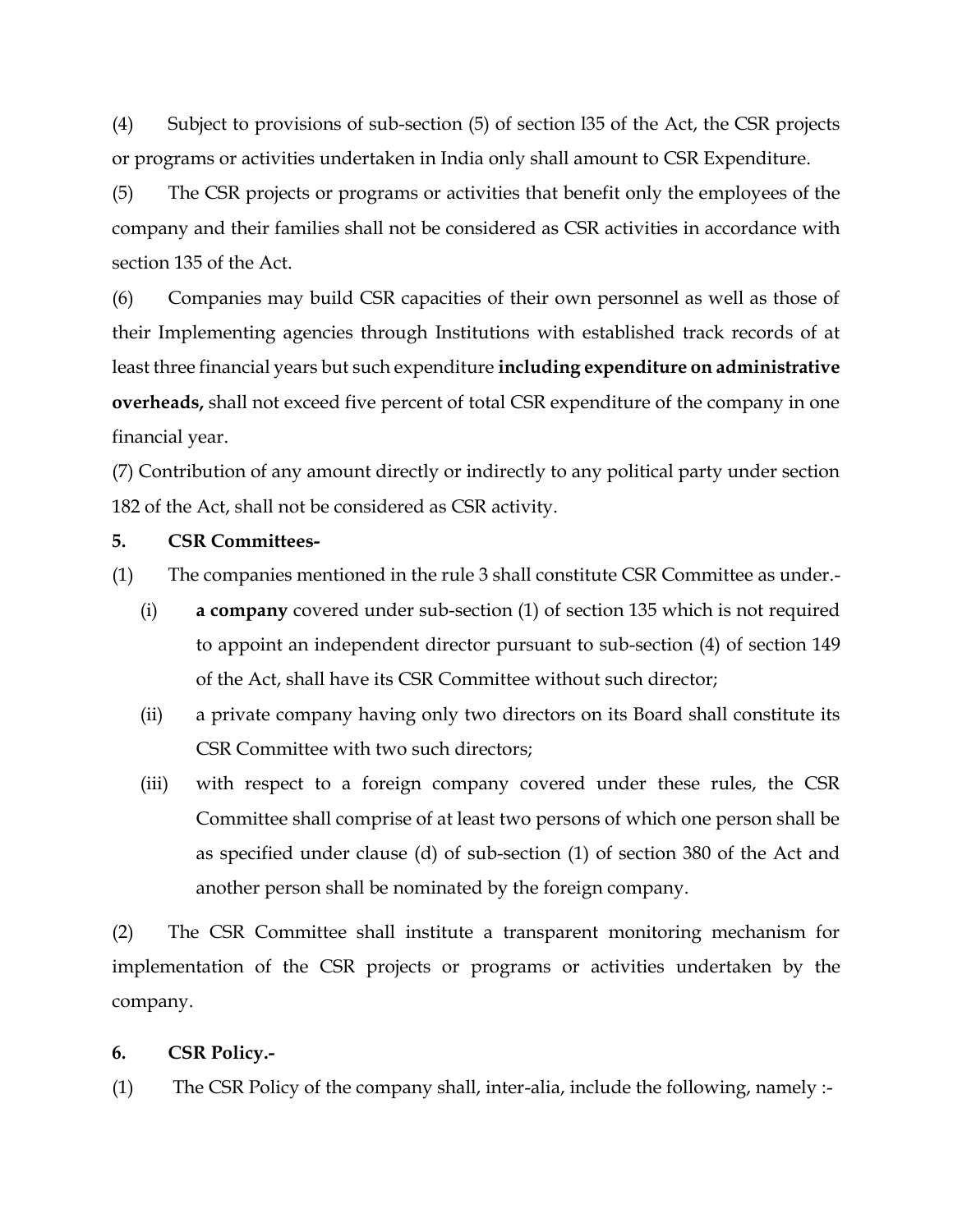(4) Subject to provisions of sub-section (5) of section l35 of the Act, the CSR projects or programs or activities undertaken in India only shall amount to CSR Expenditure.

(5) The CSR projects or programs or activities that benefit only the employees of the company and their families shall not be considered as CSR activities in accordance with section 135 of the Act.

(6) Companies may build CSR capacities of their own personnel as well as those of their Implementing agencies through Institutions with established track records of at least three financial years but such expenditure **including expenditure on administrative overheads,** shall not exceed five percent of total CSR expenditure of the company in one financial year.

(7) Contribution of any amount directly or indirectly to any political party under section 182 of the Act, shall not be considered as CSR activity.

**5. CSR Committees-**

(1) The companies mentioned in the rule 3 shall constitute CSR Committee as under.-

- (i) **a company** covered under sub-section (1) of section 135 which is not required to appoint an independent director pursuant to sub-section (4) of section 149 of the Act, shall have its CSR Committee without such director;
- (ii) a private company having only two directors on its Board shall constitute its CSR Committee with two such directors;
- (iii) with respect to a foreign company covered under these rules, the CSR Committee shall comprise of at least two persons of which one person shall be as specified under clause (d) of sub-section (1) of section 380 of the Act and another person shall be nominated by the foreign company.

(2) The CSR Committee shall institute a transparent monitoring mechanism for implementation of the CSR projects or programs or activities undertaken by the company.

**6. CSR Policy.-**

(1) The CSR Policy of the company shall, inter-alia, include the following, namely :-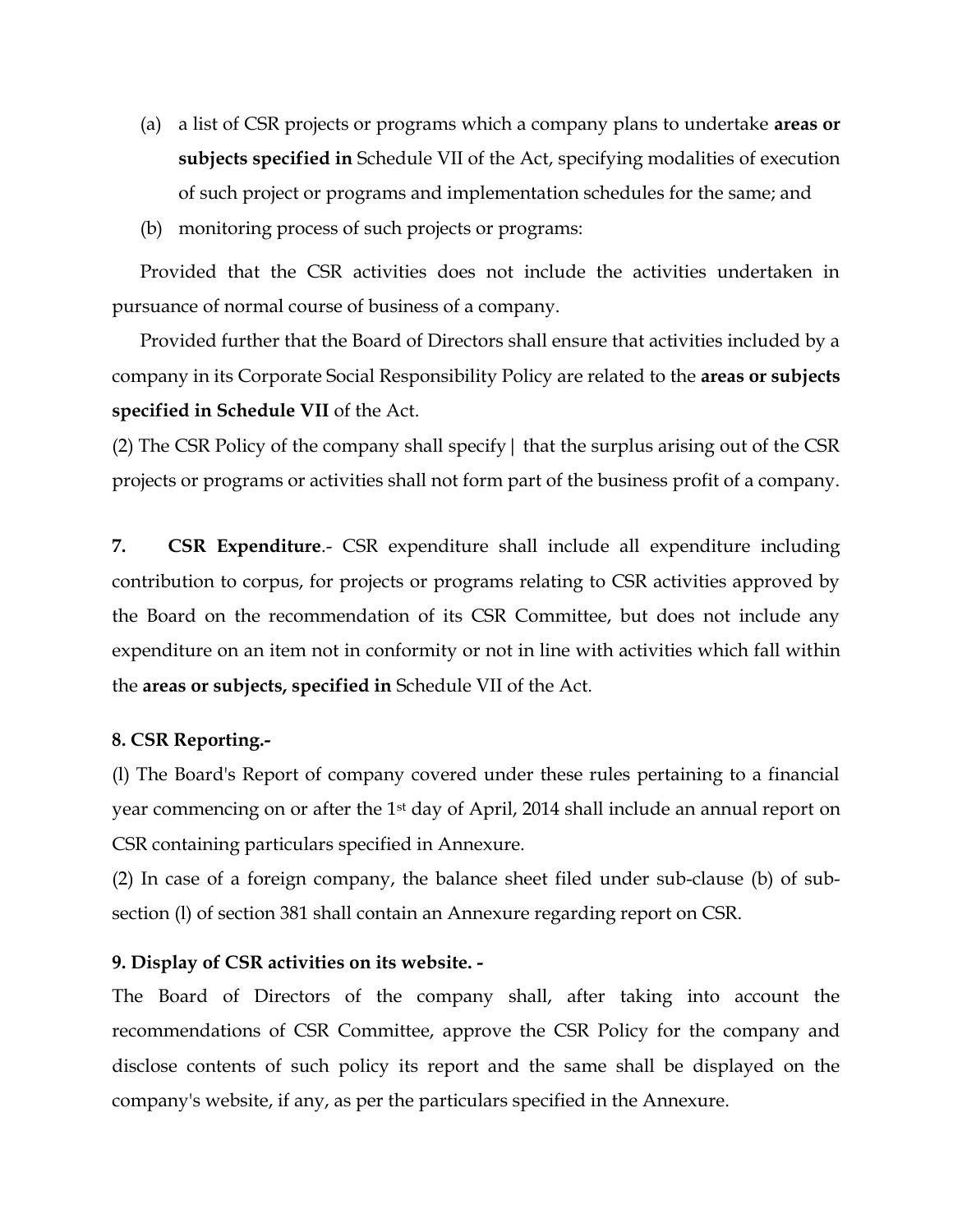(a) a list of CSR projects or programs which a company plans to undertake **areas or subjects specified in** Schedule VII of the Act, specifying modalities of execution of such project or programs and implementation schedules for the same; and

(b) monitoring process of such projects or programs:

Provided that the CSR activities does not include the activities undertaken in pursuance of normal course of business of a company.

Provided further that the Board of Directors shall ensure that activities included by a company in its Corporate Social Responsibility Policy are related to the **areas or subjects specified in Schedule VII** of the Act.

(2) The CSR Policy of the company shall specify | that the surplus arising out of the CSR projects or programs or activities shall not form part of the business profit of a company.

**7. CSR Expenditure**.- CSR expenditure shall include all expenditure including contribution to corpus, for projects or programs relating to CSR activities approved by the Board on the recommendation of its CSR Committee, but does not include any expenditure on an item not in conformity or not in line with activities which fall within the **areas or subjects, specified in** Schedule VII of the Act.

**8. CSR Reporting.-**

(l) The Board's Report of company covered under these rules pertaining to a financial year commencing on or after the 1st day of April, 2014 shall include an annual report on CSR containing particulars specified in Annexure.

(2) In case of a foreign company, the balance sheet filed under sub-clause (b) of sub-section (l) of section 381 shall contain an Annexure regarding report on CSR.

**9. Display of CSR activities on its website. -**

The Board of Directors of the company shall, after taking into account the recommendations of CSR Committee, approve the CSR Policy for the company and disclose contents of such policy its report and the same shall be displayed on the company's website, if any, as per the particulars specified in the Annexure.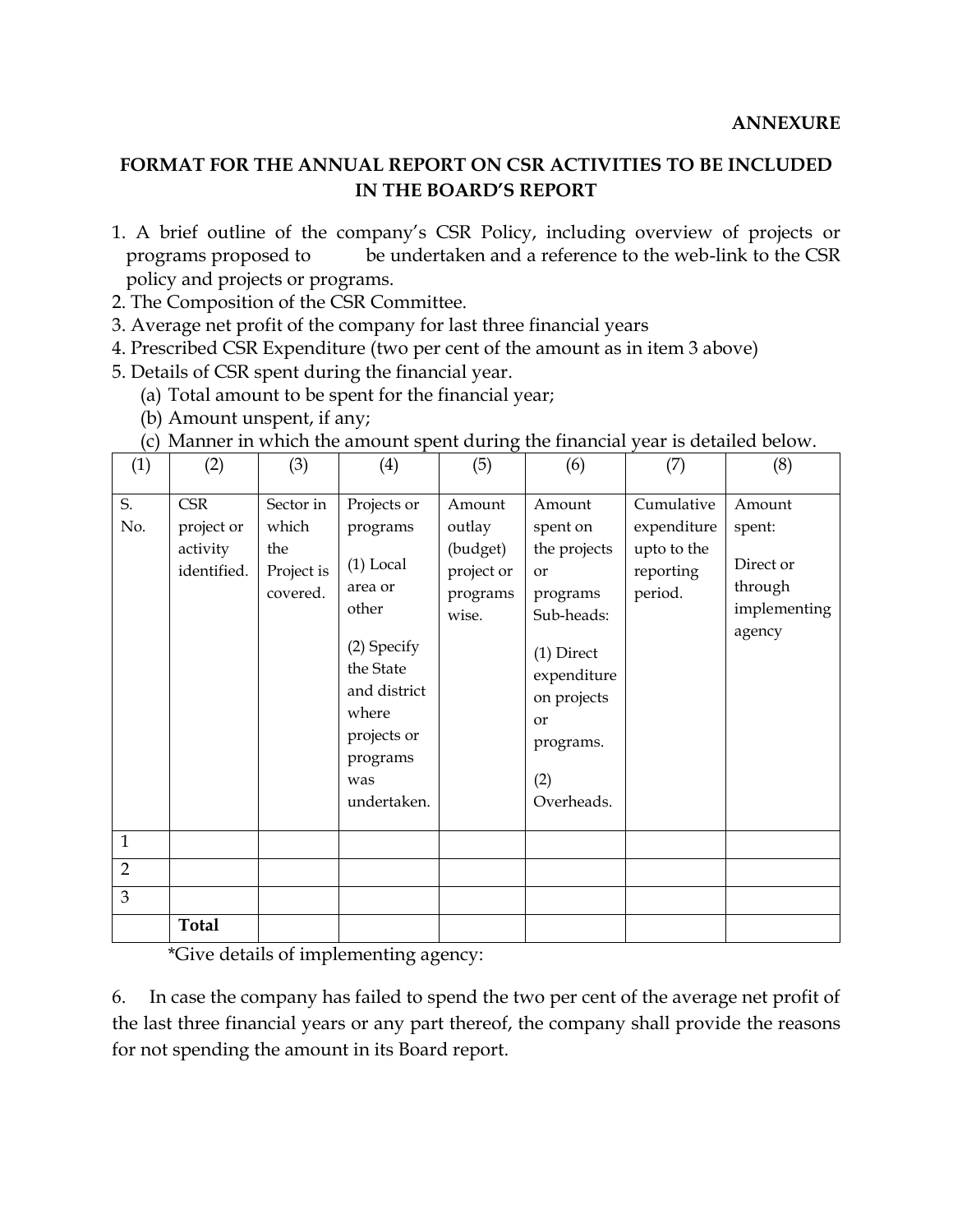**ANNEXURE**

## FORMAT FOR THE ANNUAL REPORT ON CSR ACTIVITIES TO BE INCLUDED IN THE BOARD'S REPORT

1. A brief outline of the company's CSR Policy, including overview of projects or programs proposed to be undertaken and a reference to the web-link to the CSR policy and projects or programs.
2. The Composition of the CSR Committee.
3. Average net profit of the company for last three financial years
4. Prescribed CSR Expenditure (two per cent of the amount as in item 3 above)
5. Details of CSR spent during the financial year.
   (a) Total amount to be spent for the financial year;
   (b) Amount unspent, if any;
   (c) Manner in which the amount spent during the financial year is detailed below.

| (1) | (2) | (3) | (4) | (5) | (6) | (7) | (8) |
|---|---|---|---|---|---|---|---|
| S. No. | CSR project or activity identified. | Sector in which the Project is covered. | Projects or programs (1) Local area or other (2) Specify the State and district where projects or programs was undertaken. | Amount outlay (budget) project or programs wise. | Amount spent on the projects or programs Sub-heads: (1) Direct expenditure on projects or programs. (2) Overheads. | Cumulative expenditure upto to the reporting period. | Amount spent: Direct or through implementing agency |
| 1 | | | | | | | |
| 2 | | | | | | | |
| 3 | | | | | | | |
| | **Total** | | | | | | |

*Give details of implementing agency:

6. In case the company has failed to spend the two per cent of the average net profit of the last three financial years or any part thereof, the company shall provide the reasons for not spending the amount in its Board report.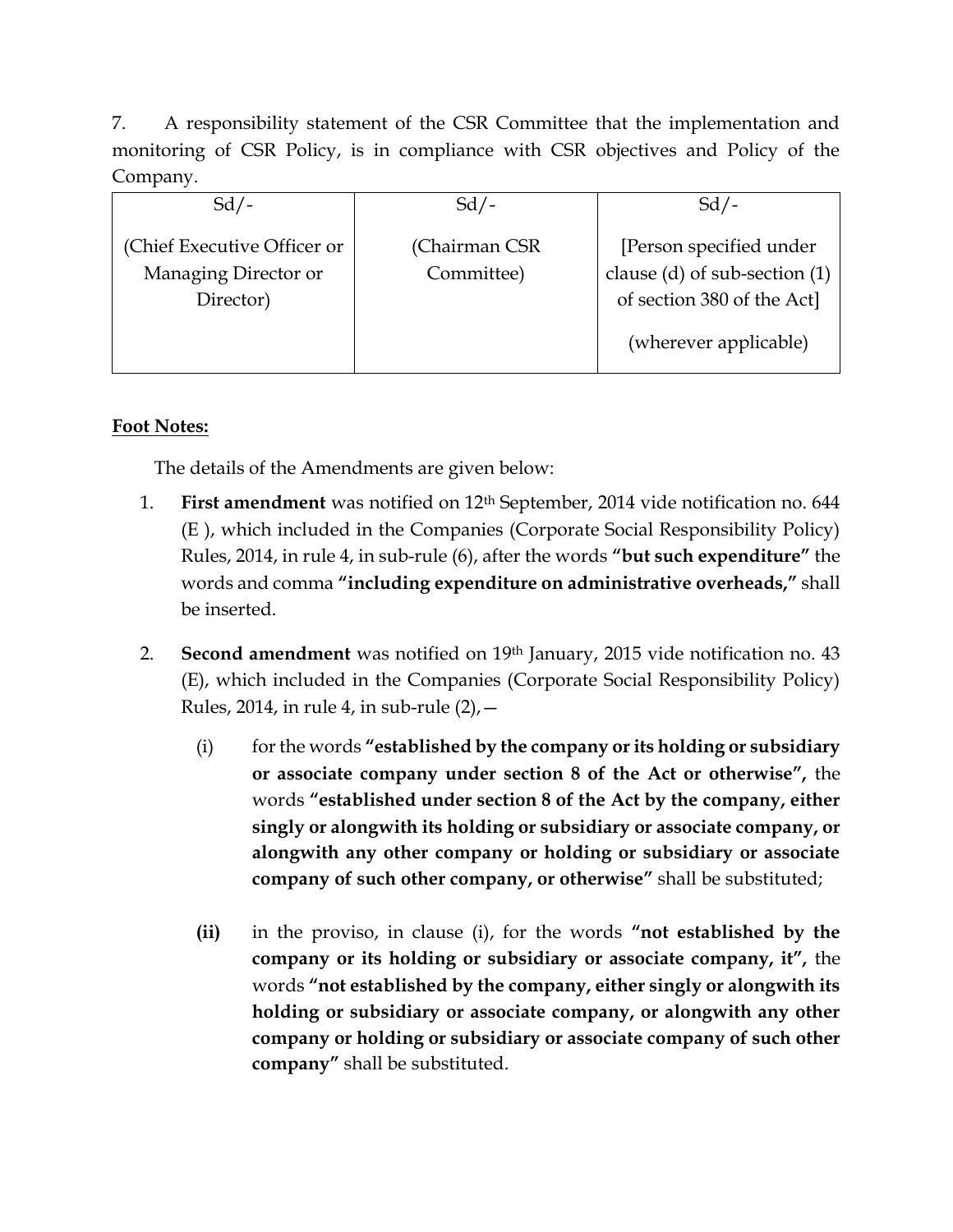7. A responsibility statement of the CSR Committee that the implementation and monitoring of CSR Policy, is in compliance with CSR objectives and Policy of the Company.

| Sd/- | Sd/- | Sd/- |
|---|---|---|
| (Chief Executive Officer or Managing Director or Director) | (Chairman CSR Committee) | [Person specified under clause (d) of sub-section (1) of section 380 of the Act] (wherever applicable) |

**Foot Notes:**

The details of the Amendments are given below:

1. **First amendment** was notified on 12th September, 2014 vide notification no. 644 (E ), which included in the Companies (Corporate Social Responsibility Policy) Rules, 2014, in rule 4, in sub-rule (6), after the words **"but such expenditure"** the words and comma **"including expenditure on administrative overheads,"** shall be inserted.

2. **Second amendment** was notified on 19th January, 2015 vide notification no. 43 (E), which included in the Companies (Corporate Social Responsibility Policy) Rules, 2014, in rule 4, in sub-rule (2),—

   (i) for the words **"established by the company or its holding or subsidiary or associate company under section 8 of the Act or otherwise",** the words **"established under section 8 of the Act by the company, either singly or alongwith its holding or subsidiary or associate company, or alongwith any other company or holding or subsidiary or associate company of such other company, or otherwise"** shall be substituted;

   **(ii)** in the proviso, in clause (i), for the words **"not established by the company or its holding or subsidiary or associate company, it",** the words **"not established by the company, either singly or alongwith its holding or subsidiary or associate company, or alongwith any other company or holding or subsidiary or associate company of such other company"** shall be substituted.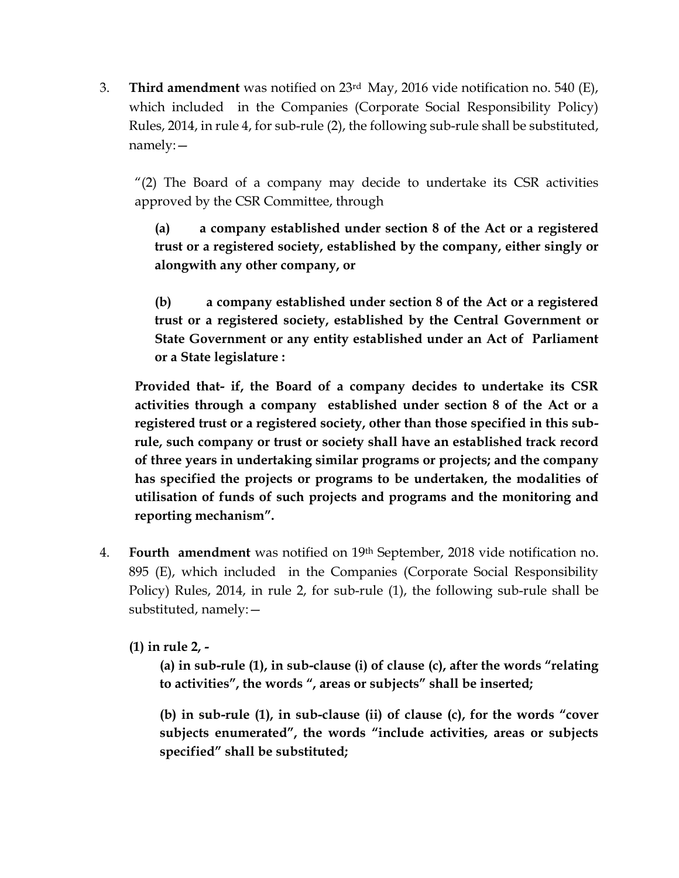3. **Third amendment** was notified on 23rd May, 2016 vide notification no. 540 (E), which included in the Companies (Corporate Social Responsibility Policy) Rules, 2014, in rule 4, for sub-rule (2), the following sub-rule shall be substituted, namely:—

   "(2) The Board of a company may decide to undertake its CSR activities approved by the CSR Committee, through

   **(a) a company established under section 8 of the Act or a registered trust or a registered society, established by the company, either singly or alongwith any other company, or**

   **(b) a company established under section 8 of the Act or a registered trust or a registered society, established by the Central Government or State Government or any entity established under an Act of Parliament or a State legislature :**

   **Provided that- if, the Board of a company decides to undertake its CSR activities through a company established under section 8 of the Act or a registered trust or a registered society, other than those specified in this sub-rule, such company or trust or society shall have an established track record of three years in undertaking similar programs or projects; and the company has specified the projects or programs to be undertaken, the modalities of utilisation of funds of such projects and programs and the monitoring and reporting mechanism".**

4. **Fourth amendment** was notified on 19th September, 2018 vide notification no. 895 (E), which included in the Companies (Corporate Social Responsibility Policy) Rules, 2014, in rule 2, for sub-rule (1), the following sub-rule shall be substituted, namely:—

   **(1) in rule 2, -**

   **(a) in sub-rule (1), in sub-clause (i) of clause (c), after the words "relating to activities", the words ", areas or subjects" shall be inserted;**

   **(b) in sub-rule (1), in sub-clause (ii) of clause (c), for the words "cover subjects enumerated", the words "include activities, areas or subjects specified" shall be substituted;**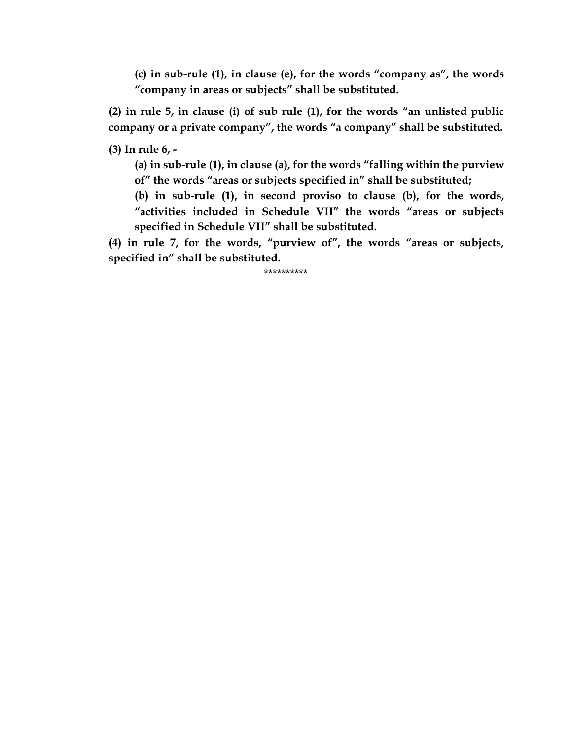**(c) in sub-rule (1), in clause (e), for the words "company as", the words "company in areas or subjects" shall be substituted.**

**(2) in rule 5, in clause (i) of sub rule (1), for the words "an unlisted public company or a private company", the words "a company" shall be substituted.**

**(3) In rule 6, -**

**(a) in sub-rule (1), in clause (a), for the words "falling within the purview of" the words "areas or subjects specified in" shall be substituted;**

**(b) in sub-rule (1), in second proviso to clause (b), for the words, "activities included in Schedule VII" the words "areas or subjects specified in Schedule VII" shall be substituted.**

**(4) in rule 7, for the words, "purview of", the words "areas or subjects, specified in" shall be substituted.**

**********